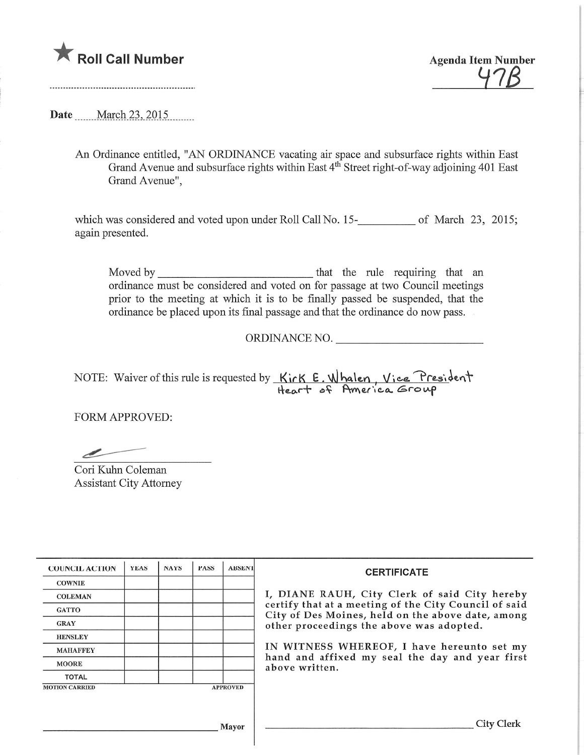★ **Roll Call Number**

..........................................................

**Agenda Item Number**

47B

**Date** March 23, 2015

An Ordinance entitled, "AN ORDINANCE vacating air space and subsurface rights within East Grand Avenue and subsurface rights within East 4th Street right-of-way adjoining 401 East Grand Avenue",

which was considered and voted upon under Roll Call No. 15-__________ of March 23, 2015; again presented.

Moved by ____________________________ that the rule requiring that an ordinance must be considered and voted on for passage at two Council meetings prior to the meeting at which it is to be finally passed be suspended, that the ordinance be placed upon its final passage and that the ordinance do now pass.

ORDINANCE NO. ____________________________

NOTE: Waiver of this rule is requested by Kirk E. Whalen, Vice President Heart of America Group

FORM APPROVED:

Cori Kuhn Coleman
Assistant City Attorney

| COUNCIL ACTION | YEAS | NAYS | PASS | ABSENT |
|---|---|---|---|---|
| COWNIE | | | | |
| COLEMAN | | | | |
| GATTO | | | | |
| GRAY | | | | |
| HENSLEY | | | | |
| MAHAFFEY | | | | |
| MOORE | | | | |
| TOTAL | | | | |
| MOTION CARRIED | | | | APPROVED |

__________________________________ Mayor

**CERTIFICATE**

I, DIANE RAUH, City Clerk of said City hereby certify that at a meeting of the City Council of said City of Des Moines, held on the above date, among other proceedings the above was adopted.

IN WITNESS WHEREOF, I have hereunto set my hand and affixed my seal the day and year first above written.

__________________________________ City Clerk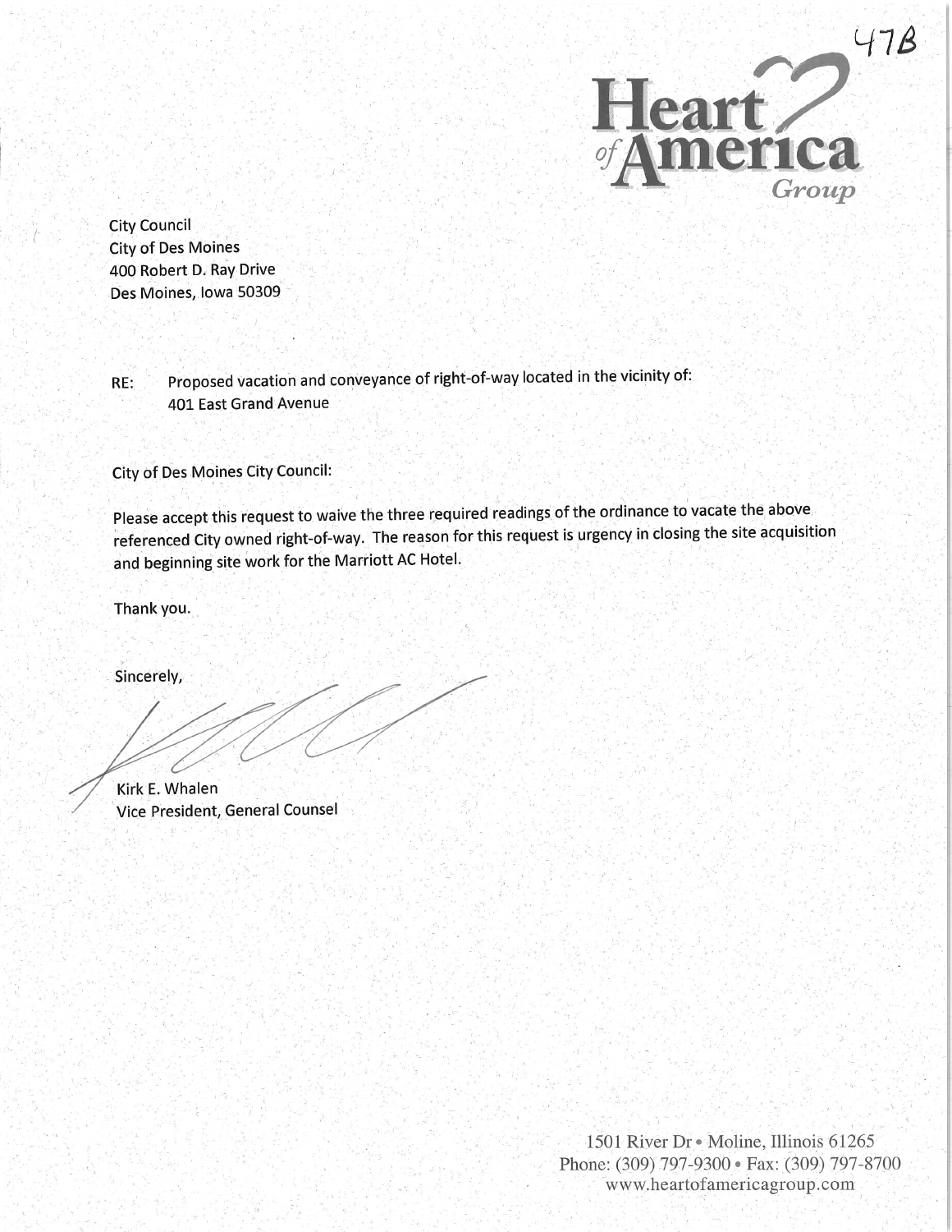47B

Heart of America Group

City Council
City of Des Moines
400 Robert D. Ray Drive
Des Moines, Iowa 50309

RE: Proposed vacation and conveyance of right-of-way located in the vicinity of:
401 East Grand Avenue

City of Des Moines City Council:

Please accept this request to waive the three required readings of the ordinance to vacate the above referenced City owned right-of-way. The reason for this request is urgency in closing the site acquisition and beginning site work for the Marriott AC Hotel.

Thank you.

Sincerely,

Kirk E. Whalen
Vice President, General Counsel

1501 River Dr • Moline, Illinois 61265
Phone: (309) 797-9300 • Fax: (309) 797-8700
www.heartofamericagroup.com